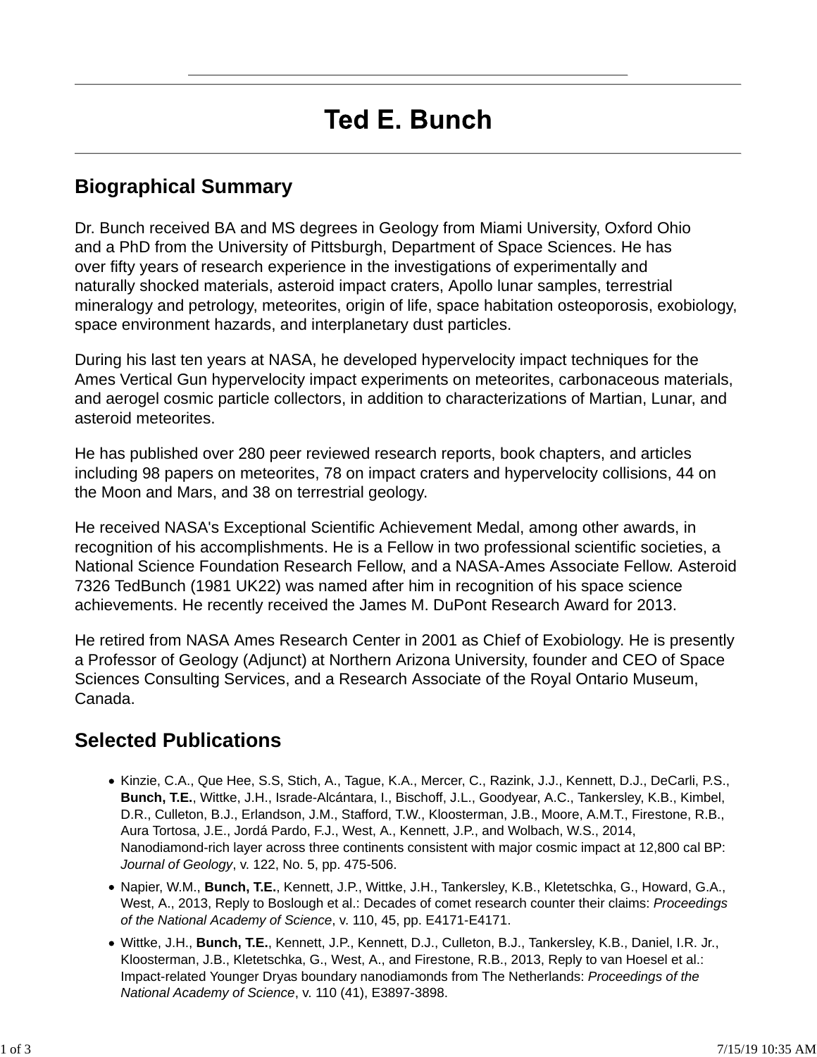# Ted E. Bunch

## Biographical Summary

Dr. Bunch received BA and MS degrees in Geology from Miami University, Oxford Ohio and a PhD from the University of Pittsburgh, Department of Space Sciences. He has over fifty years of research experience in the investigations of experimentally and naturally shocked materials, asteroid impact craters, Apollo lunar samples, terrestrial mineralogy and petrology, meteorites, origin of life, space habitation osteoporosis, exobiology, space environment hazards, and interplanetary dust particles.

During his last ten years at NASA, he developed hypervelocity impact techniques for the Ames Vertical Gun hypervelocity impact experiments on meteorites, carbonaceous materials, and aerogel cosmic particle collectors, in addition to characterizations of Martian, Lunar, and asteroid meteorites.

He has published over 280 peer reviewed research reports, book chapters, and articles including 98 papers on meteorites, 78 on impact craters and hypervelocity collisions, 44 on the Moon and Mars, and 38 on terrestrial geology.

He received NASA's Exceptional Scientific Achievement Medal, among other awards, in recognition of his accomplishments. He is a Fellow in two professional scientific societies, a National Science Foundation Research Fellow, and a NASA-Ames Associate Fellow. Asteroid 7326 TedBunch (1981 UK22) was named after him in recognition of his space science achievements. He recently received the James M. DuPont Research Award for 2013.

He retired from NASA Ames Research Center in 2001 as Chief of Exobiology. He is presently a Professor of Geology (Adjunct) at Northern Arizona University, founder and CEO of Space Sciences Consulting Services, and a Research Associate of the Royal Ontario Museum, Canada.

## Selected Publications

- Kinzie, C.A., Que Hee, S.S, Stich, A., Tague, K.A., Mercer, C., Razink, J.J., Kennett, D.J., DeCarli, P.S., **Bunch, T.E.**, Wittke, J.H., Israde-Alcántara, I., Bischoff, J.L., Goodyear, A.C., Tankersley, K.B., Kimbel, D.R., Culleton, B.J., Erlandson, J.M., Stafford, T.W., Kloosterman, J.B., Moore, A.M.T., Firestone, R.B., Aura Tortosa, J.E., Jordá Pardo, F.J., West, A., Kennett, J.P., and Wolbach, W.S., 2014, Nanodiamond-rich layer across three continents consistent with major cosmic impact at 12,800 cal BP: *Journal of Geology*, v. 122, No. 5, pp. 475-506.
- Napier, W.M., **Bunch, T.E.**, Kennett, J.P., Wittke, J.H., Tankersley, K.B., Kletetschka, G., Howard, G.A., West, A., 2013, Reply to Boslough et al.: Decades of comet research counter their claims: *Proceedings of the National Academy of Science*, v. 110, 45, pp. E4171-E4171.
- Wittke, J.H., **Bunch, T.E.**, Kennett, J.P., Kennett, D.J., Culleton, B.J., Tankersley, K.B., Daniel, I.R. Jr., Kloosterman, J.B., Kletetschka, G., West, A., and Firestone, R.B., 2013, Reply to van Hoesel et al.: Impact-related Younger Dryas boundary nanodiamonds from The Netherlands: *Proceedings of the National Academy of Science*, v. 110 (41), E3897-3898.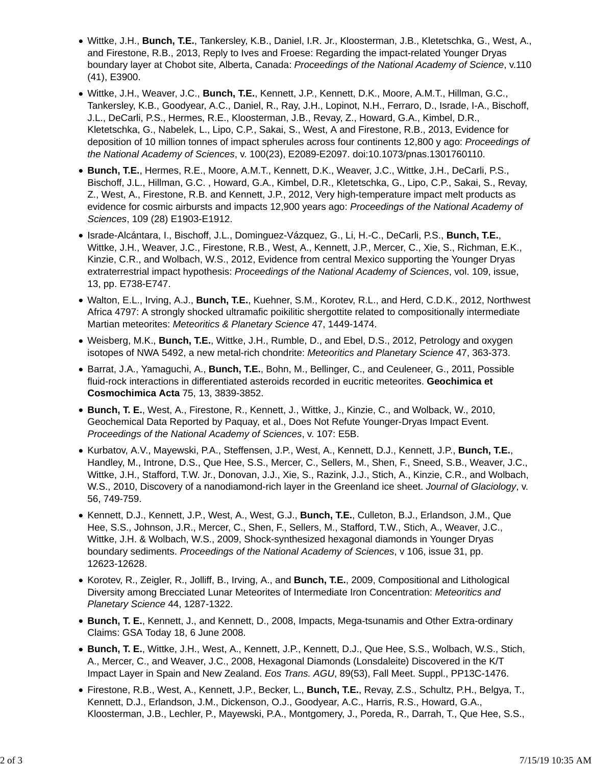- Wittke, J.H., **Bunch, T.E.**, Tankersley, K.B., Daniel, I.R. Jr., Kloosterman, J.B., Kletetschka, G., West, A., and Firestone, R.B., 2013, Reply to Ives and Froese: Regarding the impact-related Younger Dryas boundary layer at Chobot site, Alberta, Canada: *Proceedings of the National Academy of Science*, v.110 (41), E3900.
- Wittke, J.H., Weaver, J.C., **Bunch, T.E.**, Kennett, J.P., Kennett, D.K., Moore, A.M.T., Hillman, G.C., Tankersley, K.B., Goodyear, A.C., Daniel, R., Ray, J.H., Lopinot, N.H., Ferraro, D., Israde, I-A., Bischoff, J.L., DeCarli, P.S., Hermes, R.E., Kloosterman, J.B., Revay, Z., Howard, G.A., Kimbel, D.R., Kletetschka, G., Nabelek, L., Lipo, C.P., Sakai, S., West, A and Firestone, R.B., 2013, Evidence for deposition of 10 million tonnes of impact spherules across four continents 12,800 y ago: *Proceedings of the National Academy of Sciences*, v. 100(23), E2089-E2097. doi:10.1073/pnas.1301760110.
- **Bunch, T.E.**, Hermes, R.E., Moore, A.M.T., Kennett, D.K., Weaver, J.C., Wittke, J.H., DeCarli, P.S., Bischoff, J.L., Hillman, G.C. , Howard, G.A., Kimbel, D.R., Kletetschka, G., Lipo, C.P., Sakai, S., Revay, Z., West, A., Firestone, R.B. and Kennett, J.P., 2012, Very high-temperature impact melt products as evidence for cosmic airbursts and impacts 12,900 years ago: *Proceedings of the National Academy of Sciences*, 109 (28) E1903-E1912.
- Israde-Alcántara, I., Bischoff, J.L., Dominguez-Vázquez, G., Li, H.-C., DeCarli, P.S., **Bunch, T.E.**, Wittke, J.H., Weaver, J.C., Firestone, R.B., West, A., Kennett, J.P., Mercer, C., Xie, S., Richman, E.K., Kinzie, C.R., and Wolbach, W.S., 2012, Evidence from central Mexico supporting the Younger Dryas extraterrestrial impact hypothesis: *Proceedings of the National Academy of Sciences*, vol. 109, issue, 13, pp. E738-E747.
- Walton, E.L., Irving, A.J., **Bunch, T.E.**, Kuehner, S.M., Korotev, R.L., and Herd, C.D.K., 2012, Northwest Africa 4797: A strongly shocked ultramafic poikilitic shergottite related to compositionally intermediate Martian meteorites: *Meteoritics & Planetary Science* 47, 1449-1474.
- Weisberg, M.K., **Bunch, T.E.**, Wittke, J.H., Rumble, D., and Ebel, D.S., 2012, Petrology and oxygen isotopes of NWA 5492, a new metal-rich chondrite: *Meteoritics and Planetary Science* 47, 363-373.
- Barrat, J.A., Yamaguchi, A., **Bunch, T.E.**, Bohn, M., Bellinger, C., and Ceuleneer, G., 2011, Possible fluid-rock interactions in differentiated asteroids recorded in eucritic meteorites. **Geochimica et Cosmochimica Acta** 75, 13, 3839-3852.
- **Bunch, T. E.**, West, A., Firestone, R., Kennett, J., Wittke, J., Kinzie, C., and Wolback, W., 2010, Geochemical Data Reported by Paquay, et al., Does Not Refute Younger-Dryas Impact Event. *Proceedings of the National Academy of Sciences*, v. 107: E5B.
- Kurbatov, A.V., Mayewski, P.A., Steffensen, J.P., West, A., Kennett, D.J., Kennett, J.P., **Bunch, T.E.**, Handley, M., Introne, D.S., Que Hee, S.S., Mercer, C., Sellers, M., Shen, F., Sneed, S.B., Weaver, J.C., Wittke, J.H., Stafford, T.W. Jr., Donovan, J.J., Xie, S., Razink, J.J., Stich, A., Kinzie, C.R., and Wolbach, W.S., 2010, Discovery of a nanodiamond-rich layer in the Greenland ice sheet. *Journal of Glaciology*, v. 56, 749-759.
- Kennett, D.J., Kennett, J.P., West, A., West, G.J., **Bunch, T.E.**, Culleton, B.J., Erlandson, J.M., Que Hee, S.S., Johnson, J.R., Mercer, C., Shen, F., Sellers, M., Stafford, T.W., Stich, A., Weaver, J.C., Wittke, J.H. & Wolbach, W.S., 2009, Shock-synthesized hexagonal diamonds in Younger Dryas boundary sediments. *Proceedings of the National Academy of Sciences*, v 106, issue 31, pp. 12623-12628.
- Korotev, R., Zeigler, R., Jolliff, B., Irving, A., and **Bunch, T.E.**, 2009, Compositional and Lithological Diversity among Brecciated Lunar Meteorites of Intermediate Iron Concentration: *Meteoritics and Planetary Science* 44, 1287-1322.
- **Bunch, T. E.**, Kennett, J., and Kennett, D., 2008, Impacts, Mega-tsunamis and Other Extra-ordinary Claims: GSA Today 18, 6 June 2008.
- **Bunch, T. E.**, Wittke, J.H., West, A., Kennett, J.P., Kennett, D.J., Que Hee, S.S., Wolbach, W.S., Stich, A., Mercer, C., and Weaver, J.C., 2008, Hexagonal Diamonds (Lonsdaleite) Discovered in the K/T Impact Layer in Spain and New Zealand. *Eos Trans. AGU*, 89(53), Fall Meet. Suppl., PP13C-1476.
- Firestone, R.B., West, A., Kennett, J.P., Becker, L., **Bunch, T.E.**, Revay, Z.S., Schultz, P.H., Belgya, T., Kennett, D.J., Erlandson, J.M., Dickenson, O.J., Goodyear, A.C., Harris, R.S., Howard, G.A., Kloosterman, J.B., Lechler, P., Mayewski, P.A., Montgomery, J., Poreda, R., Darrah, T., Que Hee, S.S.,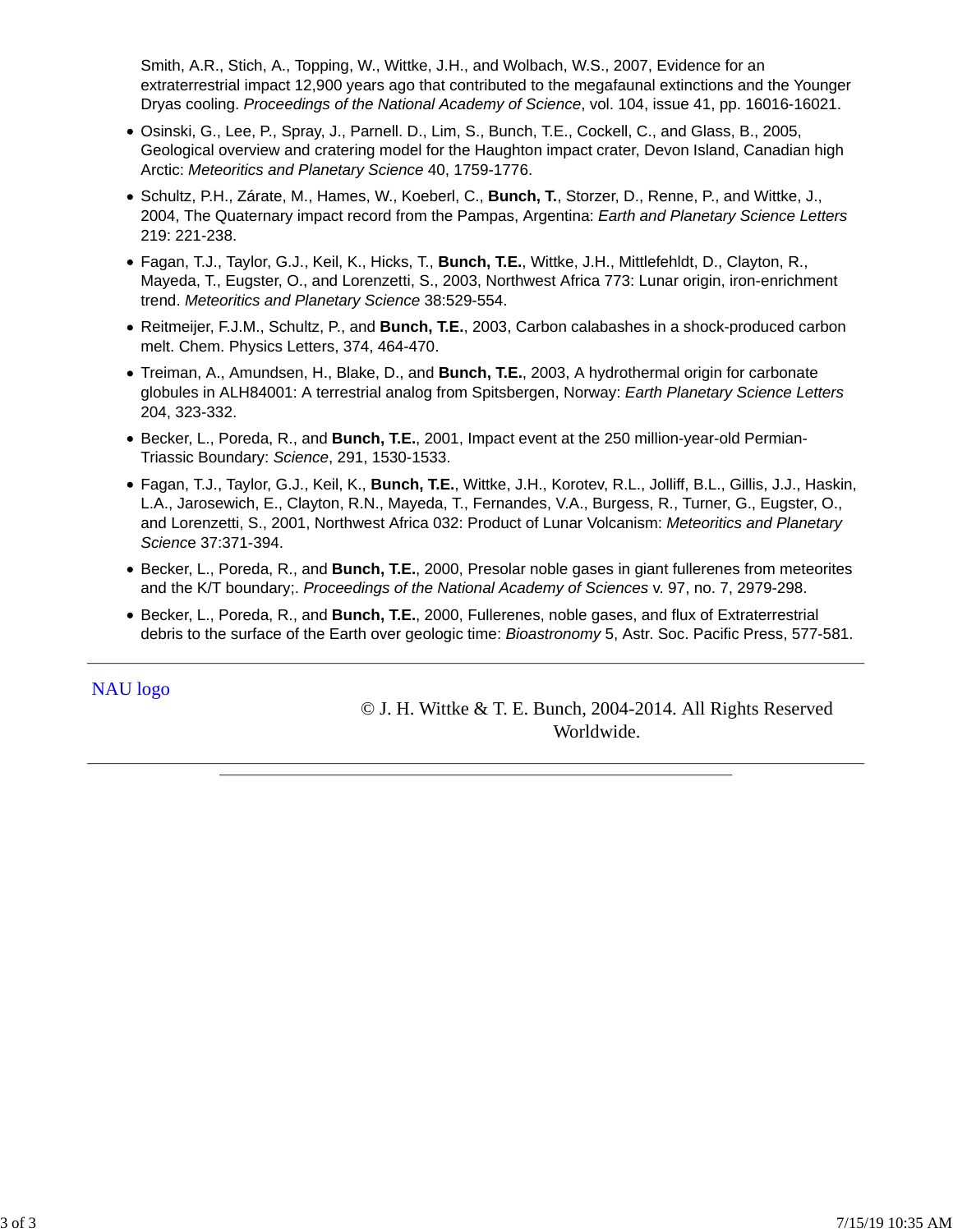Smith, A.R., Stich, A., Topping, W., Wittke, J.H., and Wolbach, W.S., 2007, Evidence for an extraterrestrial impact 12,900 years ago that contributed to the megafaunal extinctions and the Younger Dryas cooling. *Proceedings of the National Academy of Science*, vol. 104, issue 41, pp. 16016-16021.

- Osinski, G., Lee, P., Spray, J., Parnell. D., Lim, S., Bunch, T.E., Cockell, C., and Glass, B., 2005, Geological overview and cratering model for the Haughton impact crater, Devon Island, Canadian high Arctic: *Meteoritics and Planetary Science* 40, 1759-1776.
- Schultz, P.H., Zárate, M., Hames, W., Koeberl, C., **Bunch, T.**, Storzer, D., Renne, P., and Wittke, J., 2004, The Quaternary impact record from the Pampas, Argentina: *Earth and Planetary Science Letters* 219: 221-238.
- Fagan, T.J., Taylor, G.J., Keil, K., Hicks, T., **Bunch, T.E.**, Wittke, J.H., Mittlefehldt, D., Clayton, R., Mayeda, T., Eugster, O., and Lorenzetti, S., 2003, Northwest Africa 773: Lunar origin, iron-enrichment trend. *Meteoritics and Planetary Science* 38:529-554.
- Reitmeijer, F.J.M., Schultz, P., and **Bunch, T.E.**, 2003, Carbon calabashes in a shock-produced carbon melt. Chem. Physics Letters, 374, 464-470.
- Treiman, A., Amundsen, H., Blake, D., and **Bunch, T.E.**, 2003, A hydrothermal origin for carbonate globules in ALH84001: A terrestrial analog from Spitsbergen, Norway: *Earth Planetary Science Letters* 204, 323-332.
- Becker, L., Poreda, R., and **Bunch, T.E.**, 2001, Impact event at the 250 million-year-old Permian-Triassic Boundary: *Science*, 291, 1530-1533.
- Fagan, T.J., Taylor, G.J., Keil, K., **Bunch, T.E.**, Wittke, J.H., Korotev, R.L., Jolliff, B.L., Gillis, J.J., Haskin, L.A., Jarosewich, E., Clayton, R.N., Mayeda, T., Fernandes, V.A., Burgess, R., Turner, G., Eugster, O., and Lorenzetti, S., 2001, Northwest Africa 032: Product of Lunar Volcanism: *Meteoritics and Planetary Science* 37:371-394.
- Becker, L., Poreda, R., and **Bunch, T.E.**, 2000, Presolar noble gases in giant fullerenes from meteorites and the K/T boundary;. *Proceedings of the National Academy of Sciences* v. 97, no. 7, 2979-298.
- Becker, L., Poreda, R., and **Bunch, T.E.**, 2000, Fullerenes, noble gases, and flux of Extraterrestrial debris to the surface of the Earth over geologic time: *Bioastronomy* 5, Astr. Soc. Pacific Press, 577-581.

---

NAU logo

© J. H. Wittke & T. E. Bunch, 2004-2014. All Rights Reserved Worldwide.

---